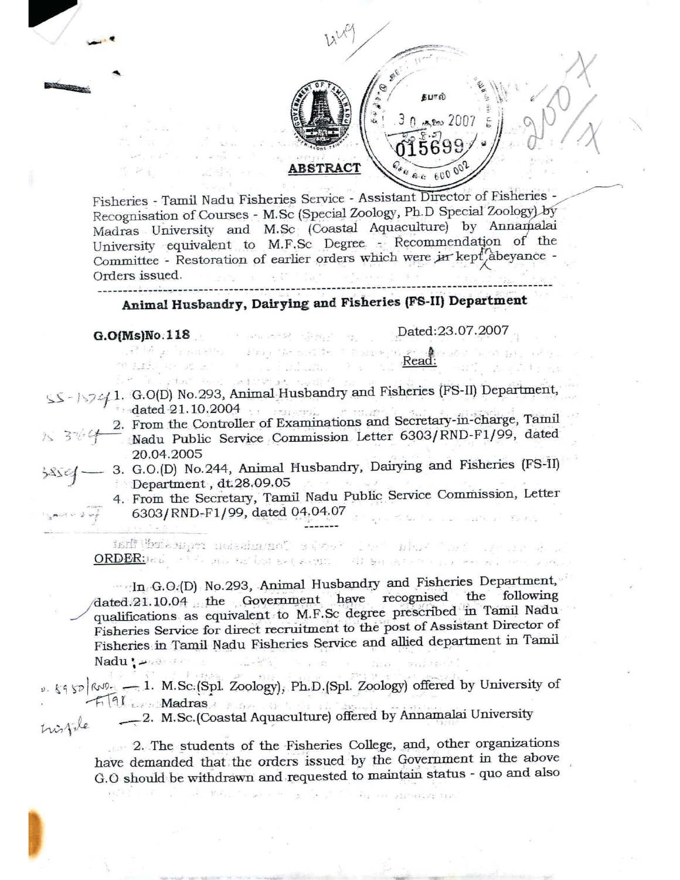## ABSTRACT

Fisheries - Tamil Nadu Fisheries Service - Assistant Director of Fisheries - Recognisation of Courses - M.Sc (Special Zoology, Ph.D Special Zoology) by Madras University and M.Sc (Coastal Aquaculture) by Annamalai University equivalent to M.F.Sc Degree - Recommendation of the Committee - Restoration of earlier orders which were in kept abeyance - Orders issued.

---

### Animal Husbandry, Dairying and Fisheries (FS-II) Department

**G.O(Ms)No.118** Dated:23.07.2007

Read:

1. G.O(D) No.293, Animal Husbandry and Fisheries (FS-II) Department, dated 21.10.2004
2. From the Controller of Examinations and Secretary-in-charge, Tamil Nadu Public Service Commission Letter 6303/RND-F1/99, dated 20.04.2005
3. G.O.(D) No.244, Animal Husbandry, Dairying and Fisheries (FS-II) Department, dt.28.09.05
4. From the Secretary, Tamil Nadu Public Service Commission, Letter 6303/RND-F1/99, dated 04.04.07

-------

ORDER:

In G.O.(D) No.293, Animal Husbandry and Fisheries Department, dated.21.10.04 the Government have recognised the following qualifications as equivalent to M.F.Sc degree prescribed in Tamil Nadu Fisheries Service for direct recruitment to the post of Assistant Director of Fisheries in Tamil Nadu Fisheries Service and allied department in Tamil Nadu :-

1. M.Sc.(Spl. Zoology), Ph.D.(Spl. Zoology) offered by University of Madras
2. M.Sc.(Coastal Aquaculture) offered by Annamalai University

2. The students of the Fisheries College, and, other organizations have demanded that the orders issued by the Government in the above G.O should be withdrawn and requested to maintain status - quo and also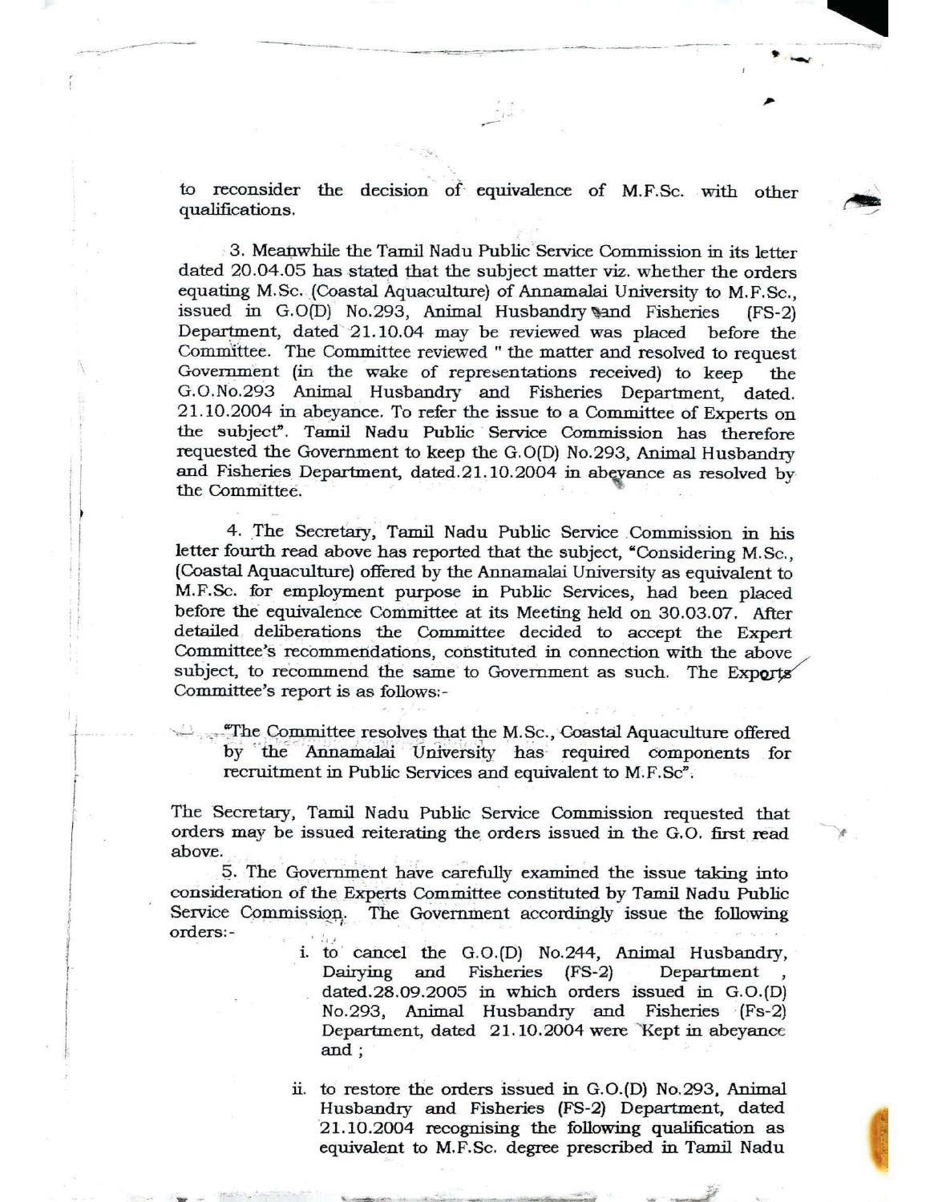to reconsider the decision of equivalence of M.F.Sc. with other qualifications.

3. Meanwhile the Tamil Nadu Public Service Commission in its letter dated 20.04.05 has stated that the subject matter viz. whether the orders equating M.Sc. (Coastal Aquaculture) of Annamalai University to M.F.Sc., issued in G.O(D) No.293, Animal Husbandry and Fisheries (FS-2) Department, dated 21.10.04 may be reviewed was placed before the Committee. The Committee reviewed " the matter and resolved to request Government (in the wake of representations received) to keep the G.O.No.293 Animal Husbandry and Fisheries Department, dated. 21.10.2004 in abeyance. To refer the issue to a Committee of Experts on the subject". Tamil Nadu Public Service Commission has therefore requested the Government to keep the G.O(D) No.293, Animal Husbandry and Fisheries Department, dated.21.10.2004 in abeyance as resolved by the Committee.

4. The Secretary, Tamil Nadu Public Service Commission in his letter fourth read above has reported that the subject, "Considering M.Sc., (Coastal Aquaculture) offered by the Annamalai University as equivalent to M.F.Sc. for employment purpose in Public Services, had been placed before the equivalence Committee at its Meeting held on 30.03.07. After detailed deliberations the Committee decided to accept the Expert Committee's recommendations, constituted in connection with the above subject, to recommend the same to Government as such. The Experts Committee's report is as follows:-

> "The Committee resolves that the M.Sc., Coastal Aquaculture offered by the Annamalai University has required components for recruitment in Public Services and equivalent to M.F.Sc".

The Secretary, Tamil Nadu Public Service Commission requested that orders may be issued reiterating the orders issued in the G.O. first read above.

5. The Government have carefully examined the issue taking into consideration of the Experts Committee constituted by Tamil Nadu Public Service Commission. The Government accordingly issue the following orders:-

i. to cancel the G.O.(D) No.244, Animal Husbandry, Dairying and Fisheries (FS-2) Department, dated.28.09.2005 in which orders issued in G.O.(D) No.293, Animal Husbandry and Fisheries (Fs-2) Department, dated 21.10.2004 were Kept in abeyance and ;

ii. to restore the orders issued in G.O.(D) No.293, Animal Husbandry and Fisheries (FS-2) Department, dated 21.10.2004 recognising the following qualification as equivalent to M.F.Sc. degree prescribed in Tamil Nadu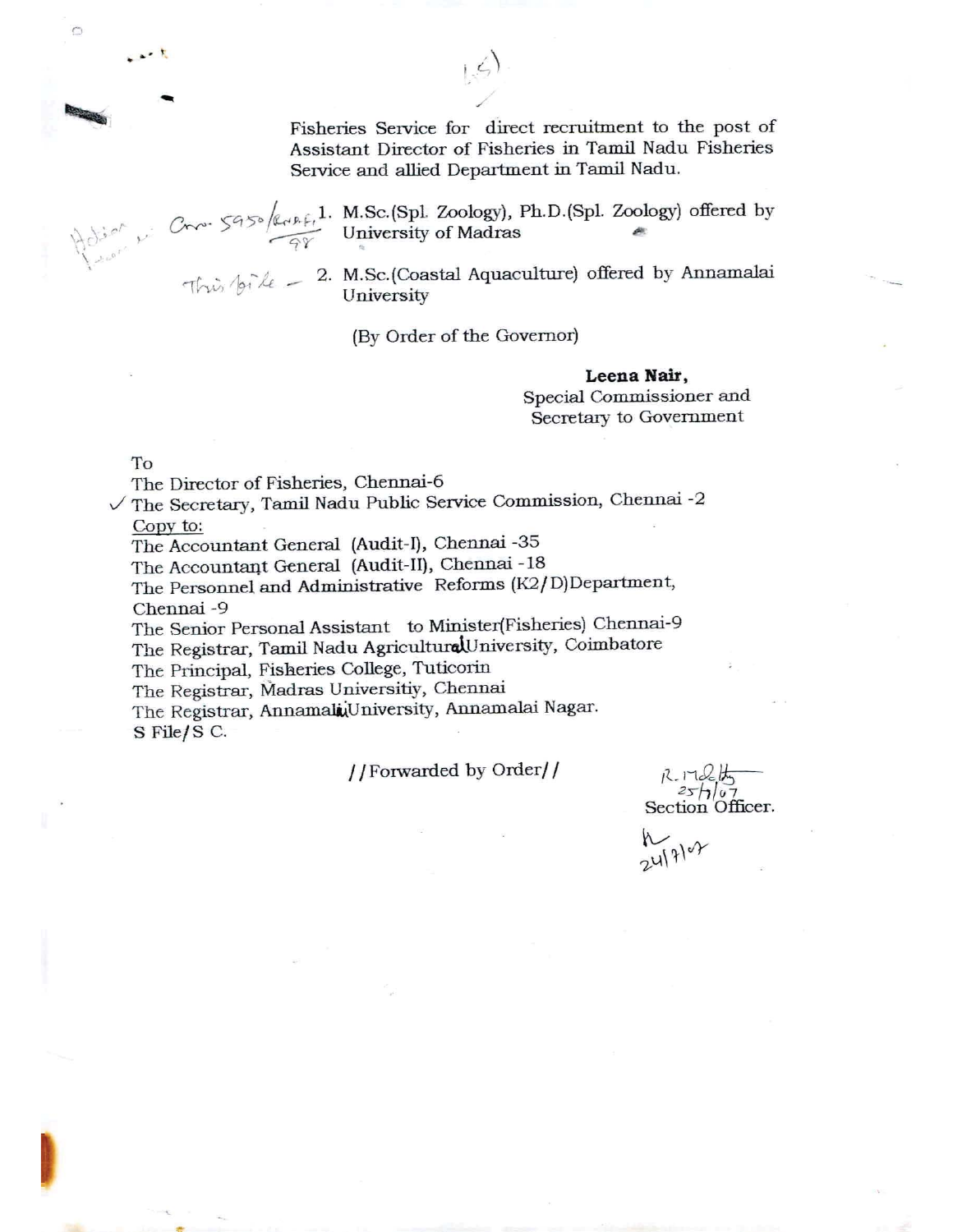Fisheries Service for direct recruitment to the post of Assistant Director of Fisheries in Tamil Nadu Fisheries Service and allied Department in Tamil Nadu.

1. M.Sc.(Spl. Zoology), Ph.D.(Spl. Zoology) offered by University of Madras
2. M.Sc.(Coastal Aquaculture) offered by Annamalai University

(By Order of the Governor)

**Leena Nair,**
Special Commissioner and
Secretary to Government

To
The Director of Fisheries, Chennai-6
The Secretary, Tamil Nadu Public Service Commission, Chennai -2
Copy to:
The Accountant General (Audit-I), Chennai -35
The Accountant General (Audit-II), Chennai -18
The Personnel and Administrative Reforms (K2/D)Department, Chennai -9
The Senior Personal Assistant to Minister(Fisheries) Chennai-9
The Registrar, Tamil Nadu Agricultural University, Coimbatore
The Principal, Fisheries College, Tuticorin
The Registrar, Madras Universitiy, Chennai
The Registrar, Annamalai University, Annamalai Nagar.
S File/S C.

//Forwarded by Order//

Section Officer.